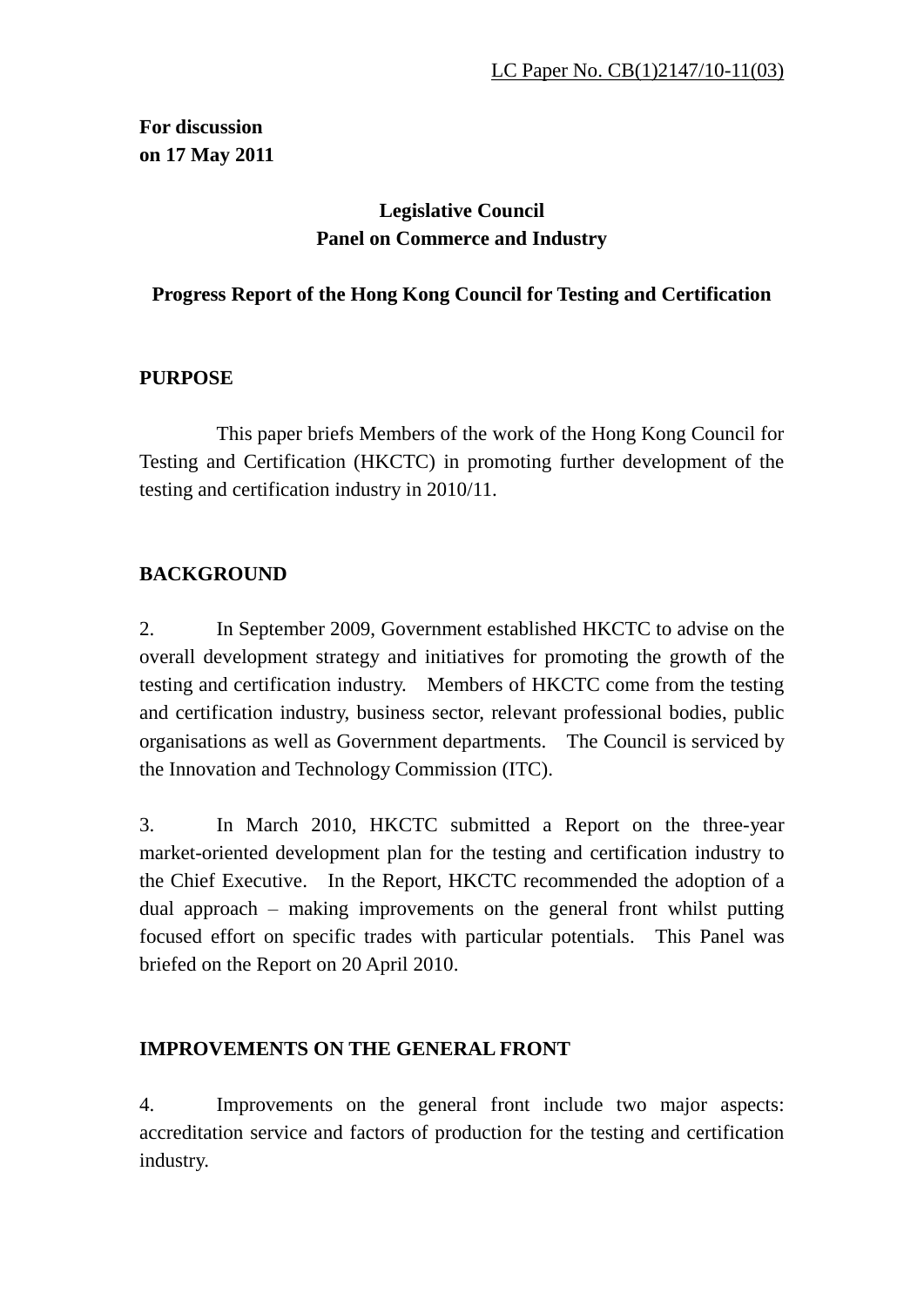LC Paper No. CB(1)2147/10-11(03)

**For discussion**
**on 17 May 2011**

**Legislative Council**
**Panel on Commerce and Industry**

**Progress Report of the Hong Kong Council for Testing and Certification**

## PURPOSE

This paper briefs Members of the work of the Hong Kong Council for Testing and Certification (HKCTC) in promoting further development of the testing and certification industry in 2010/11.

## BACKGROUND

2. In September 2009, Government established HKCTC to advise on the overall development strategy and initiatives for promoting the growth of the testing and certification industry. Members of HKCTC come from the testing and certification industry, business sector, relevant professional bodies, public organisations as well as Government departments. The Council is serviced by the Innovation and Technology Commission (ITC).

3. In March 2010, HKCTC submitted a Report on the three-year market-oriented development plan for the testing and certification industry to the Chief Executive. In the Report, HKCTC recommended the adoption of a dual approach – making improvements on the general front whilst putting focused effort on specific trades with particular potentials. This Panel was briefed on the Report on 20 April 2010.

## IMPROVEMENTS ON THE GENERAL FRONT

4. Improvements on the general front include two major aspects: accreditation service and factors of production for the testing and certification industry.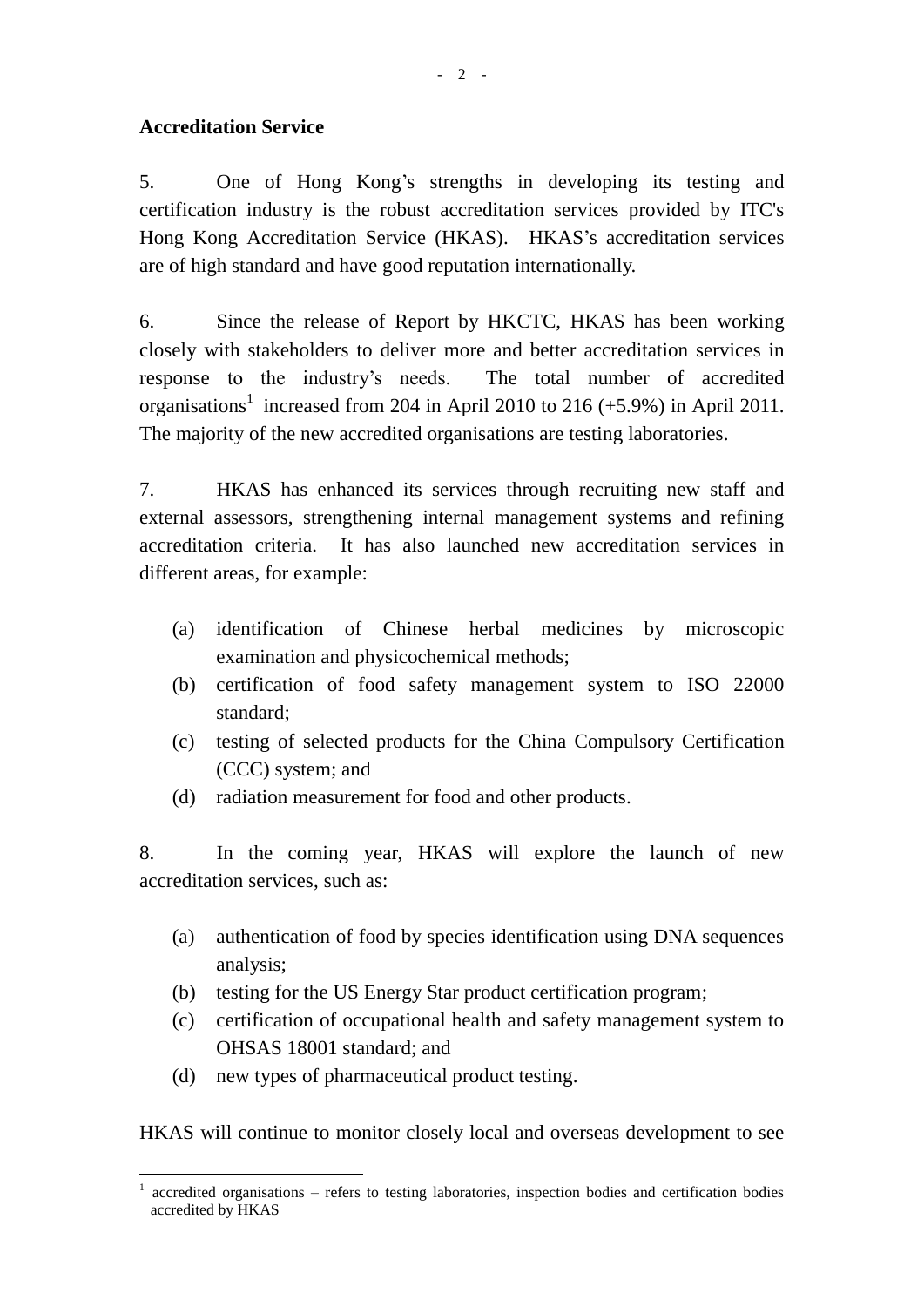**Accreditation Service**

5. One of Hong Kong's strengths in developing its testing and certification industry is the robust accreditation services provided by ITC's Hong Kong Accreditation Service (HKAS). HKAS's accreditation services are of high standard and have good reputation internationally.

6. Since the release of Report by HKCTC, HKAS has been working closely with stakeholders to deliver more and better accreditation services in response to the industry's needs. The total number of accredited organisations[1] increased from 204 in April 2010 to 216 (+5.9%) in April 2011. The majority of the new accredited organisations are testing laboratories.

7. HKAS has enhanced its services through recruiting new staff and external assessors, strengthening internal management systems and refining accreditation criteria. It has also launched new accreditation services in different areas, for example:

(a) identification of Chinese herbal medicines by microscopic examination and physicochemical methods;
(b) certification of food safety management system to ISO 22000 standard;
(c) testing of selected products for the China Compulsory Certification (CCC) system; and
(d) radiation measurement for food and other products.

8. In the coming year, HKAS will explore the launch of new accreditation services, such as:

(a) authentication of food by species identification using DNA sequences analysis;
(b) testing for the US Energy Star product certification program;
(c) certification of occupational health and safety management system to OHSAS 18001 standard; and
(d) new types of pharmaceutical product testing.

HKAS will continue to monitor closely local and overseas development to see

[1] accredited organisations – refers to testing laboratories, inspection bodies and certification bodies accredited by HKAS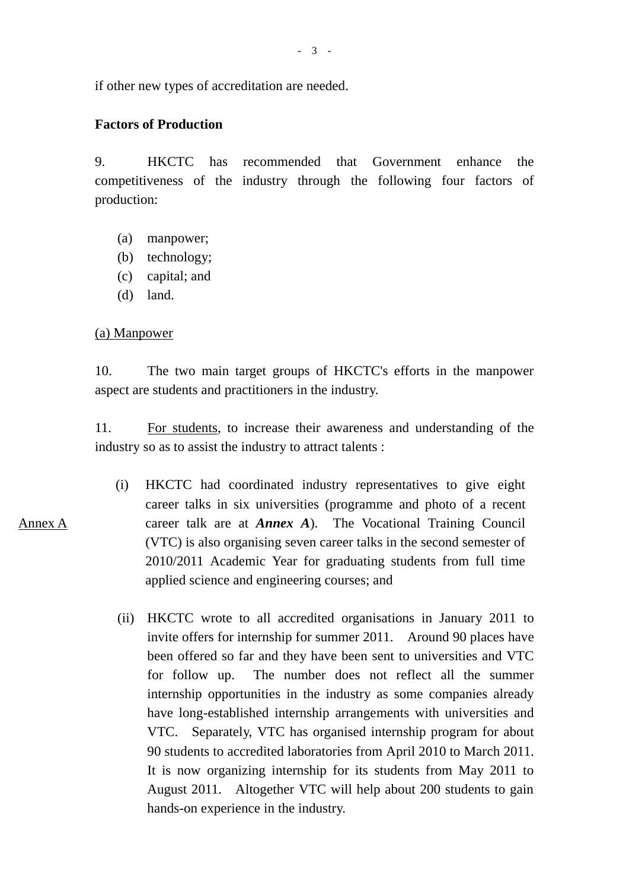if other new types of accreditation are needed.

**Factors of Production**

9. HKCTC has recommended that Government enhance the competitiveness of the industry through the following four factors of production:

(a) manpower;
(b) technology;
(c) capital; and
(d) land.

<u>(a) Manpower</u>

10. The two main target groups of HKCTC's efforts in the manpower aspect are students and practitioners in the industry.

11. <u>For students</u>, to increase their awareness and understanding of the industry so as to assist the industry to attract talents :

<u>Annex A</u>

(i) HKCTC had coordinated industry representatives to give eight career talks in six universities (programme and photo of a recent career talk are at ***Annex A***). The Vocational Training Council (VTC) is also organising seven career talks in the second semester of 2010/2011 Academic Year for graduating students from full time applied science and engineering courses; and

(ii) HKCTC wrote to all accredited organisations in January 2011 to invite offers for internship for summer 2011. Around 90 places have been offered so far and they have been sent to universities and VTC for follow up. The number does not reflect all the summer internship opportunities in the industry as some companies already have long-established internship arrangements with universities and VTC. Separately, VTC has organised internship program for about 90 students to accredited laboratories from April 2010 to March 2011. It is now organizing internship for its students from May 2011 to August 2011. Altogether VTC will help about 200 students to gain hands-on experience in the industry.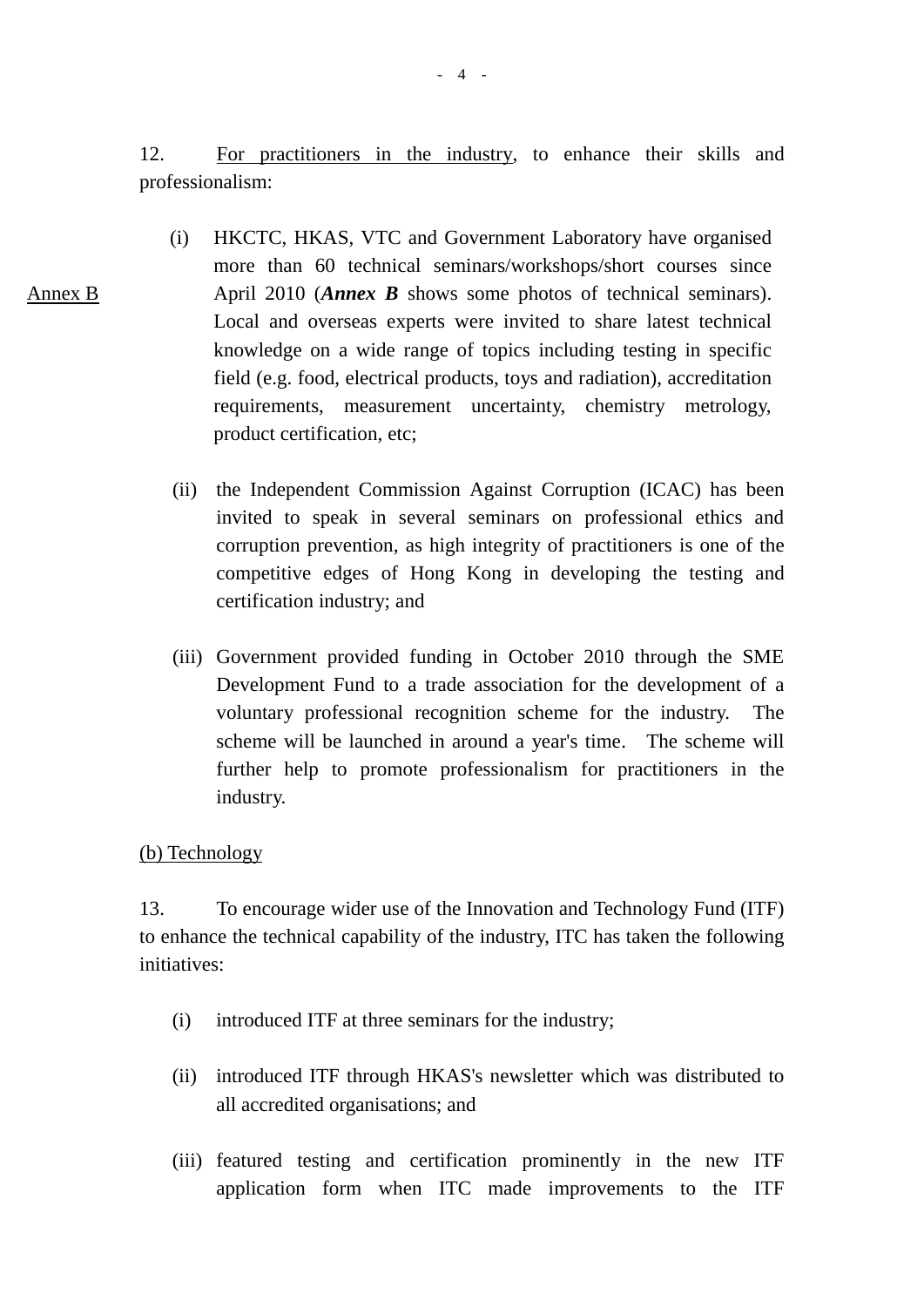12. For practitioners in the industry, to enhance their skills and professionalism:

Annex B

(i) HKCTC, HKAS, VTC and Government Laboratory have organised more than 60 technical seminars/workshops/short courses since April 2010 (***Annex B*** shows some photos of technical seminars). Local and overseas experts were invited to share latest technical knowledge on a wide range of topics including testing in specific field (e.g. food, electrical products, toys and radiation), accreditation requirements, measurement uncertainty, chemistry metrology, product certification, etc;

(ii) the Independent Commission Against Corruption (ICAC) has been invited to speak in several seminars on professional ethics and corruption prevention, as high integrity of practitioners is one of the competitive edges of Hong Kong in developing the testing and certification industry; and

(iii) Government provided funding in October 2010 through the SME Development Fund to a trade association for the development of a voluntary professional recognition scheme for the industry. The scheme will be launched in around a year's time. The scheme will further help to promote professionalism for practitioners in the industry.

(b) Technology

13. To encourage wider use of the Innovation and Technology Fund (ITF) to enhance the technical capability of the industry, ITC has taken the following initiatives:

(i) introduced ITF at three seminars for the industry;

(ii) introduced ITF through HKAS's newsletter which was distributed to all accredited organisations; and

(iii) featured testing and certification prominently in the new ITF application form when ITC made improvements to the ITF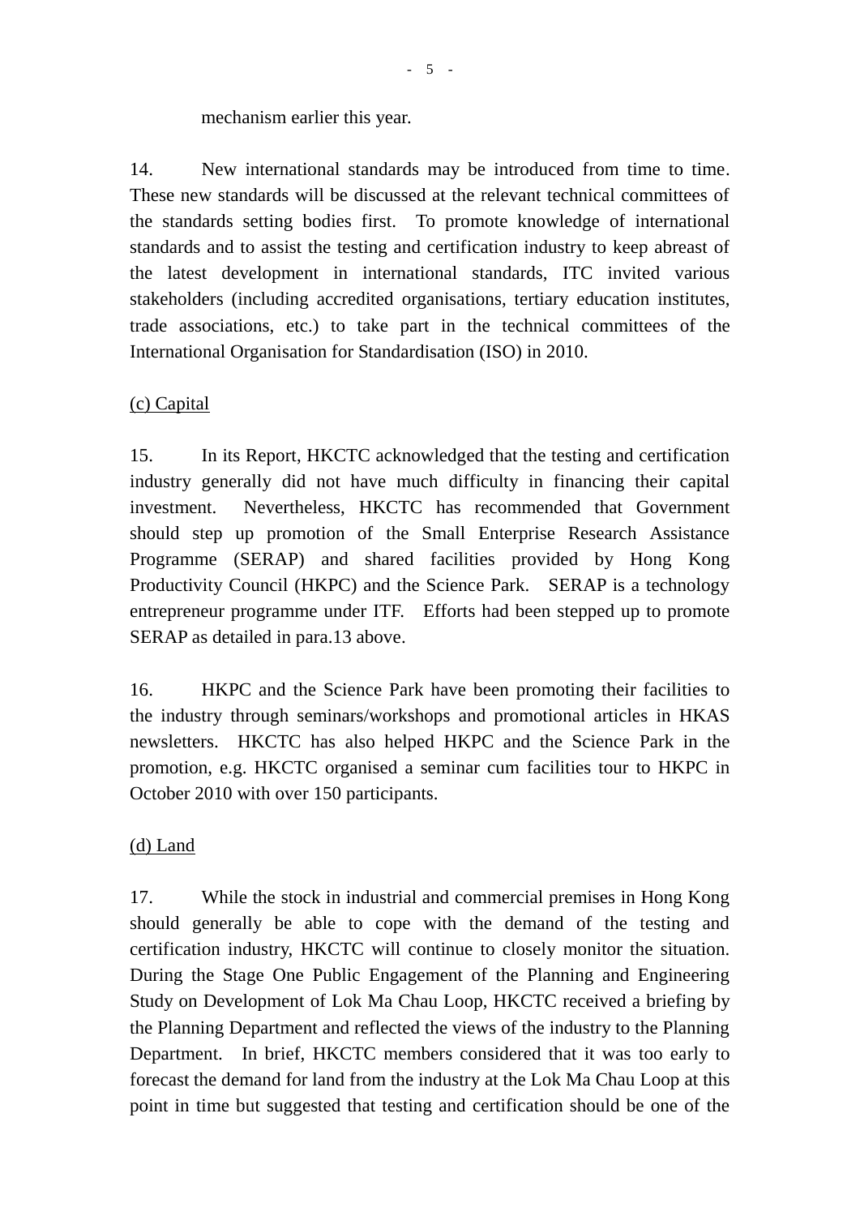mechanism earlier this year.

14. New international standards may be introduced from time to time. These new standards will be discussed at the relevant technical committees of the standards setting bodies first. To promote knowledge of international standards and to assist the testing and certification industry to keep abreast of the latest development in international standards, ITC invited various stakeholders (including accredited organisations, tertiary education institutes, trade associations, etc.) to take part in the technical committees of the International Organisation for Standardisation (ISO) in 2010.

(c) Capital

15. In its Report, HKCTC acknowledged that the testing and certification industry generally did not have much difficulty in financing their capital investment. Nevertheless, HKCTC has recommended that Government should step up promotion of the Small Enterprise Research Assistance Programme (SERAP) and shared facilities provided by Hong Kong Productivity Council (HKPC) and the Science Park. SERAP is a technology entrepreneur programme under ITF. Efforts had been stepped up to promote SERAP as detailed in para.13 above.

16. HKPC and the Science Park have been promoting their facilities to the industry through seminars/workshops and promotional articles in HKAS newsletters. HKCTC has also helped HKPC and the Science Park in the promotion, e.g. HKCTC organised a seminar cum facilities tour to HKPC in October 2010 with over 150 participants.

(d) Land

17. While the stock in industrial and commercial premises in Hong Kong should generally be able to cope with the demand of the testing and certification industry, HKCTC will continue to closely monitor the situation. During the Stage One Public Engagement of the Planning and Engineering Study on Development of Lok Ma Chau Loop, HKCTC received a briefing by the Planning Department and reflected the views of the industry to the Planning Department. In brief, HKCTC members considered that it was too early to forecast the demand for land from the industry at the Lok Ma Chau Loop at this point in time but suggested that testing and certification should be one of the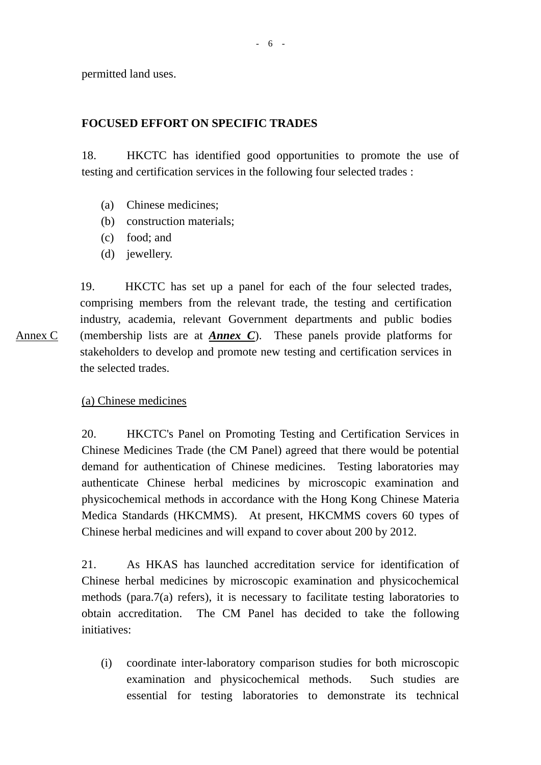permitted land uses.

**FOCUSED EFFORT ON SPECIFIC TRADES**

18. HKCTC has identified good opportunities to promote the use of testing and certification services in the following four selected trades :

(a) Chinese medicines;
(b) construction materials;
(c) food; and
(d) jewellery.

Annex C

19. HKCTC has set up a panel for each of the four selected trades, comprising members from the relevant trade, the testing and certification industry, academia, relevant Government departments and public bodies (membership lists are at ***Annex C***). These panels provide platforms for stakeholders to develop and promote new testing and certification services in the selected trades.

(a) Chinese medicines

20. HKCTC's Panel on Promoting Testing and Certification Services in Chinese Medicines Trade (the CM Panel) agreed that there would be potential demand for authentication of Chinese medicines. Testing laboratories may authenticate Chinese herbal medicines by microscopic examination and physicochemical methods in accordance with the Hong Kong Chinese Materia Medica Standards (HKCMMS). At present, HKCMMS covers 60 types of Chinese herbal medicines and will expand to cover about 200 by 2012.

21. As HKAS has launched accreditation service for identification of Chinese herbal medicines by microscopic examination and physicochemical methods (para.7(a) refers), it is necessary to facilitate testing laboratories to obtain accreditation. The CM Panel has decided to take the following initiatives:

(i) coordinate inter-laboratory comparison studies for both microscopic examination and physicochemical methods. Such studies are essential for testing laboratories to demonstrate its technical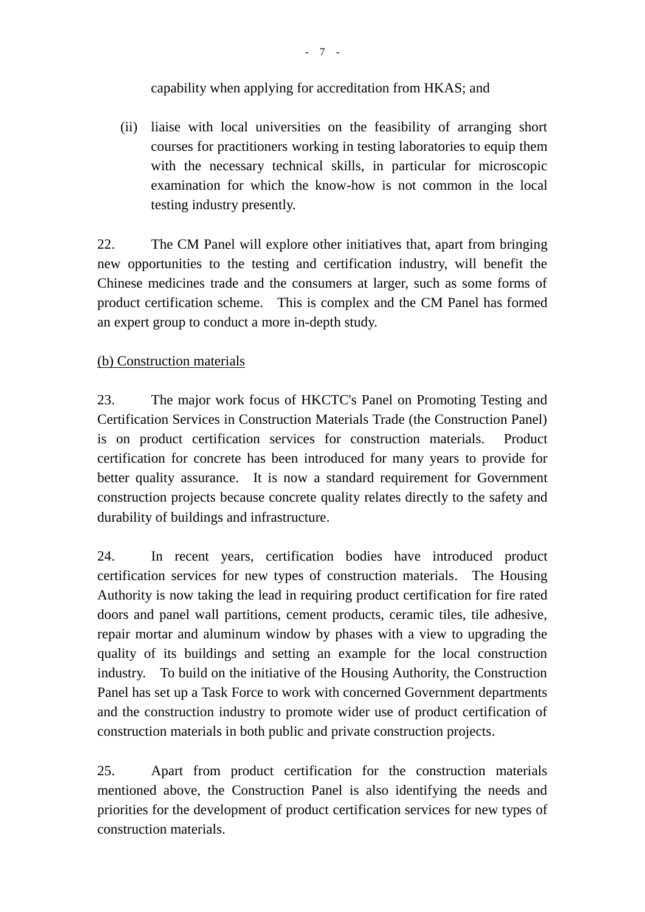capability when applying for accreditation from HKAS; and

(ii) liaise with local universities on the feasibility of arranging short courses for practitioners working in testing laboratories to equip them with the necessary technical skills, in particular for microscopic examination for which the know-how is not common in the local testing industry presently.

22. The CM Panel will explore other initiatives that, apart from bringing new opportunities to the testing and certification industry, will benefit the Chinese medicines trade and the consumers at larger, such as some forms of product certification scheme. This is complex and the CM Panel has formed an expert group to conduct a more in-depth study.

<u>(b) Construction materials</u>

23. The major work focus of HKCTC's Panel on Promoting Testing and Certification Services in Construction Materials Trade (the Construction Panel) is on product certification services for construction materials. Product certification for concrete has been introduced for many years to provide for better quality assurance. It is now a standard requirement for Government construction projects because concrete quality relates directly to the safety and durability of buildings and infrastructure.

24. In recent years, certification bodies have introduced product certification services for new types of construction materials. The Housing Authority is now taking the lead in requiring product certification for fire rated doors and panel wall partitions, cement products, ceramic tiles, tile adhesive, repair mortar and aluminum window by phases with a view to upgrading the quality of its buildings and setting an example for the local construction industry. To build on the initiative of the Housing Authority, the Construction Panel has set up a Task Force to work with concerned Government departments and the construction industry to promote wider use of product certification of construction materials in both public and private construction projects.

25. Apart from product certification for the construction materials mentioned above, the Construction Panel is also identifying the needs and priorities for the development of product certification services for new types of construction materials.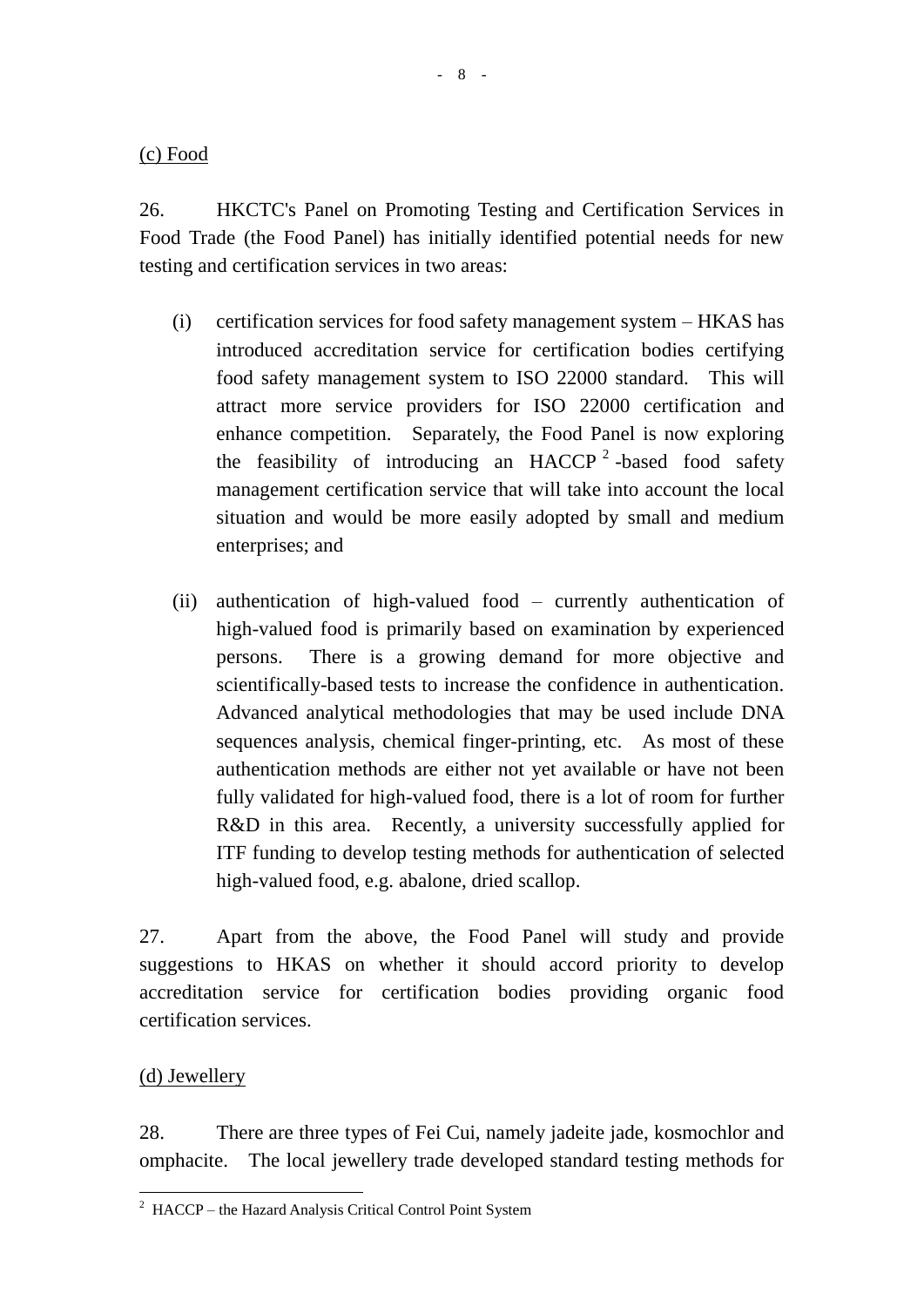(c) Food

26. HKCTC's Panel on Promoting Testing and Certification Services in Food Trade (the Food Panel) has initially identified potential needs for new testing and certification services in two areas:

(i) certification services for food safety management system – HKAS has introduced accreditation service for certification bodies certifying food safety management system to ISO 22000 standard. This will attract more service providers for ISO 22000 certification and enhance competition. Separately, the Food Panel is now exploring the feasibility of introducing an HACCP [2] -based food safety management certification service that will take into account the local situation and would be more easily adopted by small and medium enterprises; and

(ii) authentication of high-valued food – currently authentication of high-valued food is primarily based on examination by experienced persons. There is a growing demand for more objective and scientifically-based tests to increase the confidence in authentication. Advanced analytical methodologies that may be used include DNA sequences analysis, chemical finger-printing, etc. As most of these authentication methods are either not yet available or have not been fully validated for high-valued food, there is a lot of room for further R&D in this area. Recently, a university successfully applied for ITF funding to develop testing methods for authentication of selected high-valued food, e.g. abalone, dried scallop.

27. Apart from the above, the Food Panel will study and provide suggestions to HKAS on whether it should accord priority to develop accreditation service for certification bodies providing organic food certification services.

(d) Jewellery

28. There are three types of Fei Cui, namely jadeite jade, kosmochlor and omphacite. The local jewellery trade developed standard testing methods for

[2] HACCP – the Hazard Analysis Critical Control Point System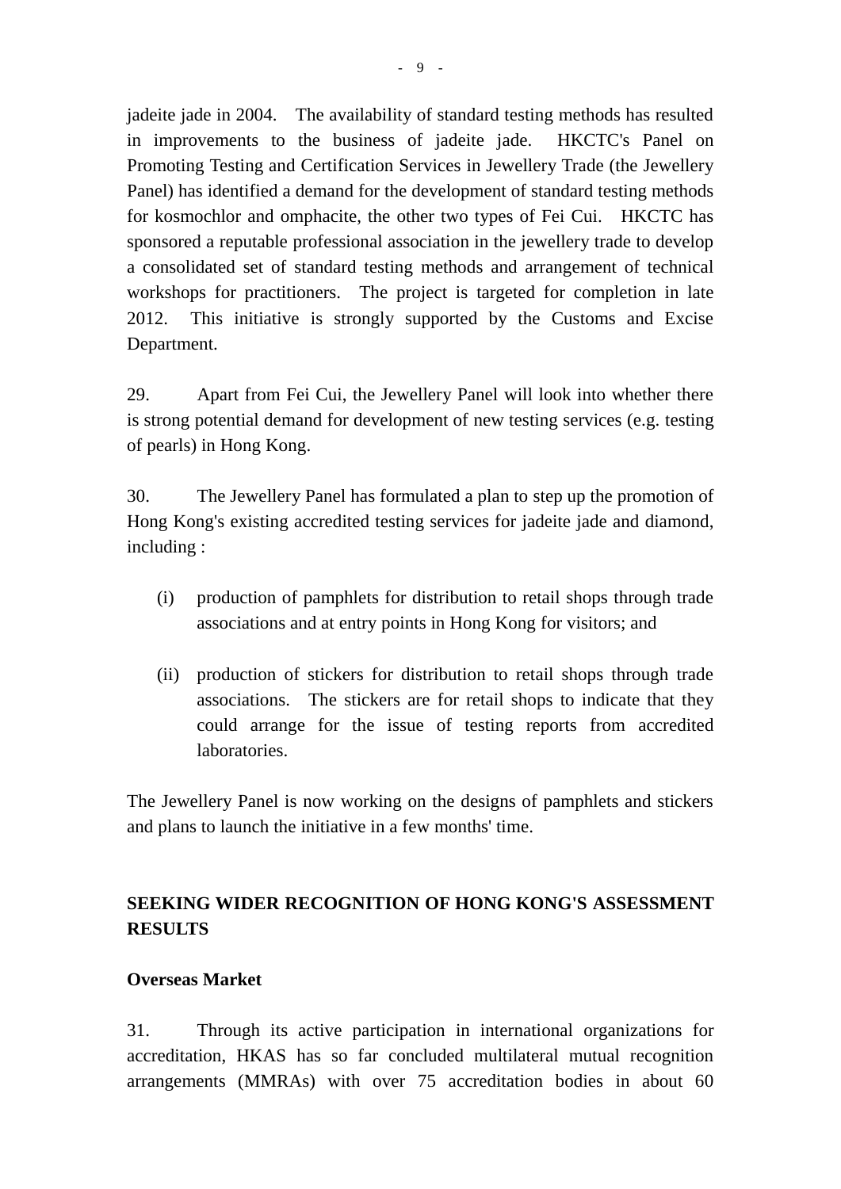jadeite jade in 2004. The availability of standard testing methods has resulted in improvements to the business of jadeite jade. HKCTC's Panel on Promoting Testing and Certification Services in Jewellery Trade (the Jewellery Panel) has identified a demand for the development of standard testing methods for kosmochlor and omphacite, the other two types of Fei Cui. HKCTC has sponsored a reputable professional association in the jewellery trade to develop a consolidated set of standard testing methods and arrangement of technical workshops for practitioners. The project is targeted for completion in late 2012. This initiative is strongly supported by the Customs and Excise Department.

29. Apart from Fei Cui, the Jewellery Panel will look into whether there is strong potential demand for development of new testing services (e.g. testing of pearls) in Hong Kong.

30. The Jewellery Panel has formulated a plan to step up the promotion of Hong Kong's existing accredited testing services for jadeite jade and diamond, including :

(i) production of pamphlets for distribution to retail shops through trade associations and at entry points in Hong Kong for visitors; and

(ii) production of stickers for distribution to retail shops through trade associations. The stickers are for retail shops to indicate that they could arrange for the issue of testing reports from accredited laboratories.

The Jewellery Panel is now working on the designs of pamphlets and stickers and plans to launch the initiative in a few months' time.

## SEEKING WIDER RECOGNITION OF HONG KONG'S ASSESSMENT RESULTS

### Overseas Market

31. Through its active participation in international organizations for accreditation, HKAS has so far concluded multilateral mutual recognition arrangements (MMRAs) with over 75 accreditation bodies in about 60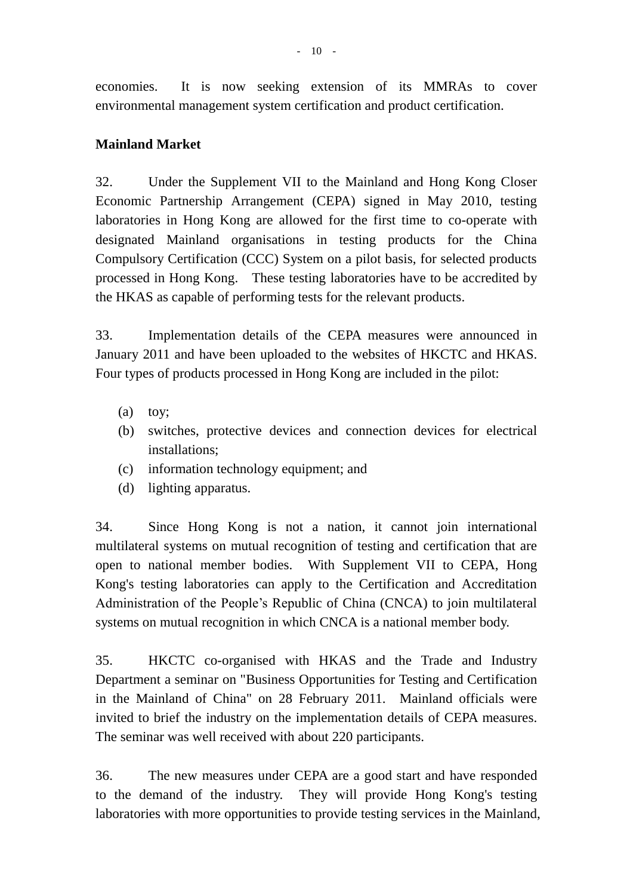economies. It is now seeking extension of its MMRAs to cover environmental management system certification and product certification.

**Mainland Market**

32. Under the Supplement VII to the Mainland and Hong Kong Closer Economic Partnership Arrangement (CEPA) signed in May 2010, testing laboratories in Hong Kong are allowed for the first time to co-operate with designated Mainland organisations in testing products for the China Compulsory Certification (CCC) System on a pilot basis, for selected products processed in Hong Kong. These testing laboratories have to be accredited by the HKAS as capable of performing tests for the relevant products.

33. Implementation details of the CEPA measures were announced in January 2011 and have been uploaded to the websites of HKCTC and HKAS. Four types of products processed in Hong Kong are included in the pilot:

(a) toy;
(b) switches, protective devices and connection devices for electrical installations;
(c) information technology equipment; and
(d) lighting apparatus.

34. Since Hong Kong is not a nation, it cannot join international multilateral systems on mutual recognition of testing and certification that are open to national member bodies. With Supplement VII to CEPA, Hong Kong's testing laboratories can apply to the Certification and Accreditation Administration of the People's Republic of China (CNCA) to join multilateral systems on mutual recognition in which CNCA is a national member body.

35. HKCTC co-organised with HKAS and the Trade and Industry Department a seminar on "Business Opportunities for Testing and Certification in the Mainland of China" on 28 February 2011. Mainland officials were invited to brief the industry on the implementation details of CEPA measures. The seminar was well received with about 220 participants.

36. The new measures under CEPA are a good start and have responded to the demand of the industry. They will provide Hong Kong's testing laboratories with more opportunities to provide testing services in the Mainland,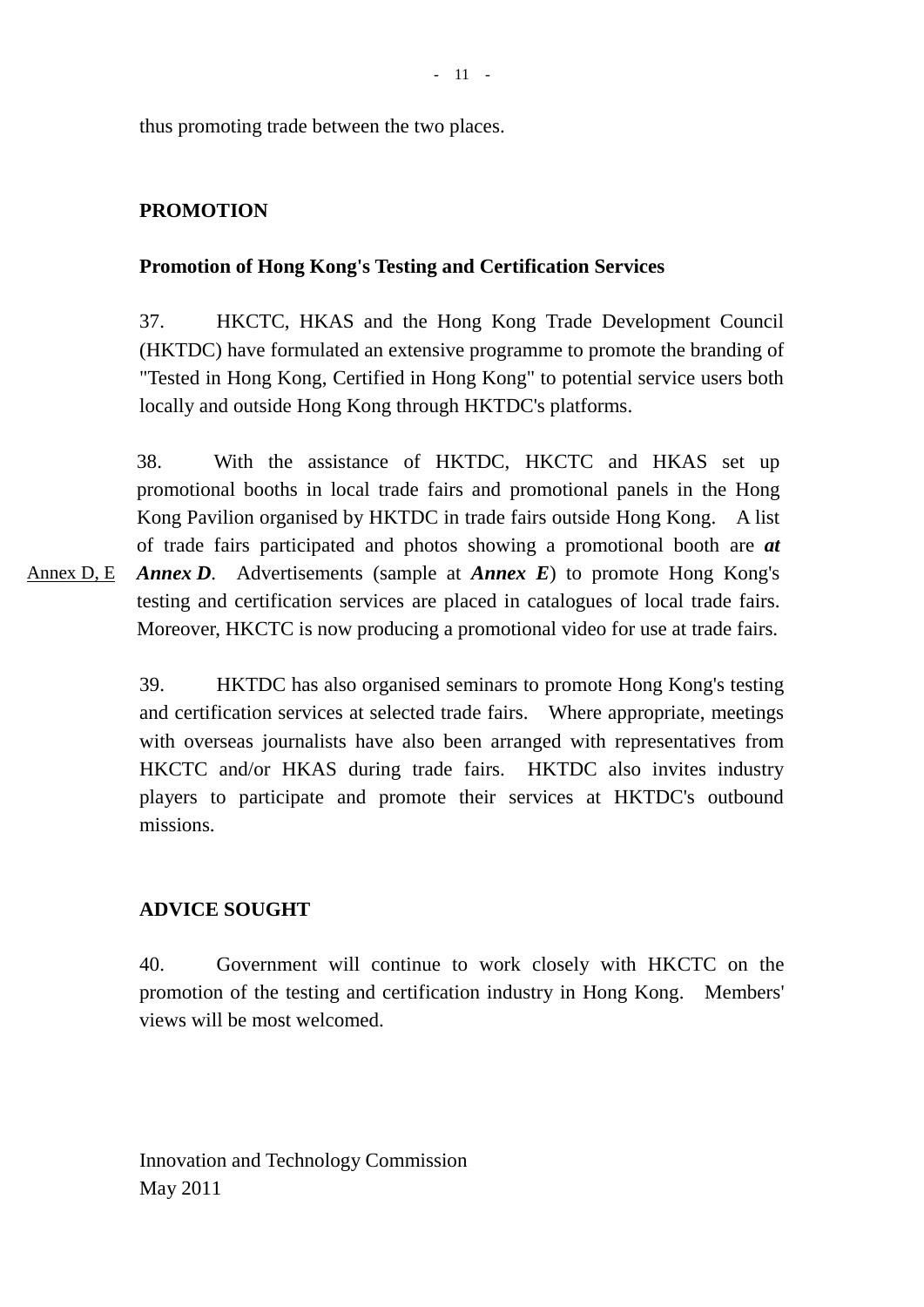thus promoting trade between the two places.

## PROMOTION

### Promotion of Hong Kong's Testing and Certification Services

37. HKCTC, HKAS and the Hong Kong Trade Development Council (HKTDC) have formulated an extensive programme to promote the branding of "Tested in Hong Kong, Certified in Hong Kong" to potential service users both locally and outside Hong Kong through HKTDC's platforms.

Annex D, E

38. With the assistance of HKTDC, HKCTC and HKAS set up promotional booths in local trade fairs and promotional panels in the Hong Kong Pavilion organised by HKTDC in trade fairs outside Hong Kong. A list of trade fairs participated and photos showing a promotional booth are ***at Annex D***. Advertisements (sample at ***Annex E***) to promote Hong Kong's testing and certification services are placed in catalogues of local trade fairs. Moreover, HKCTC is now producing a promotional video for use at trade fairs.

39. HKTDC has also organised seminars to promote Hong Kong's testing and certification services at selected trade fairs. Where appropriate, meetings with overseas journalists have also been arranged with representatives from HKCTC and/or HKAS during trade fairs. HKTDC also invites industry players to participate and promote their services at HKTDC's outbound missions.

## ADVICE SOUGHT

40. Government will continue to work closely with HKCTC on the promotion of the testing and certification industry in Hong Kong. Members' views will be most welcomed.

Innovation and Technology Commission
May 2011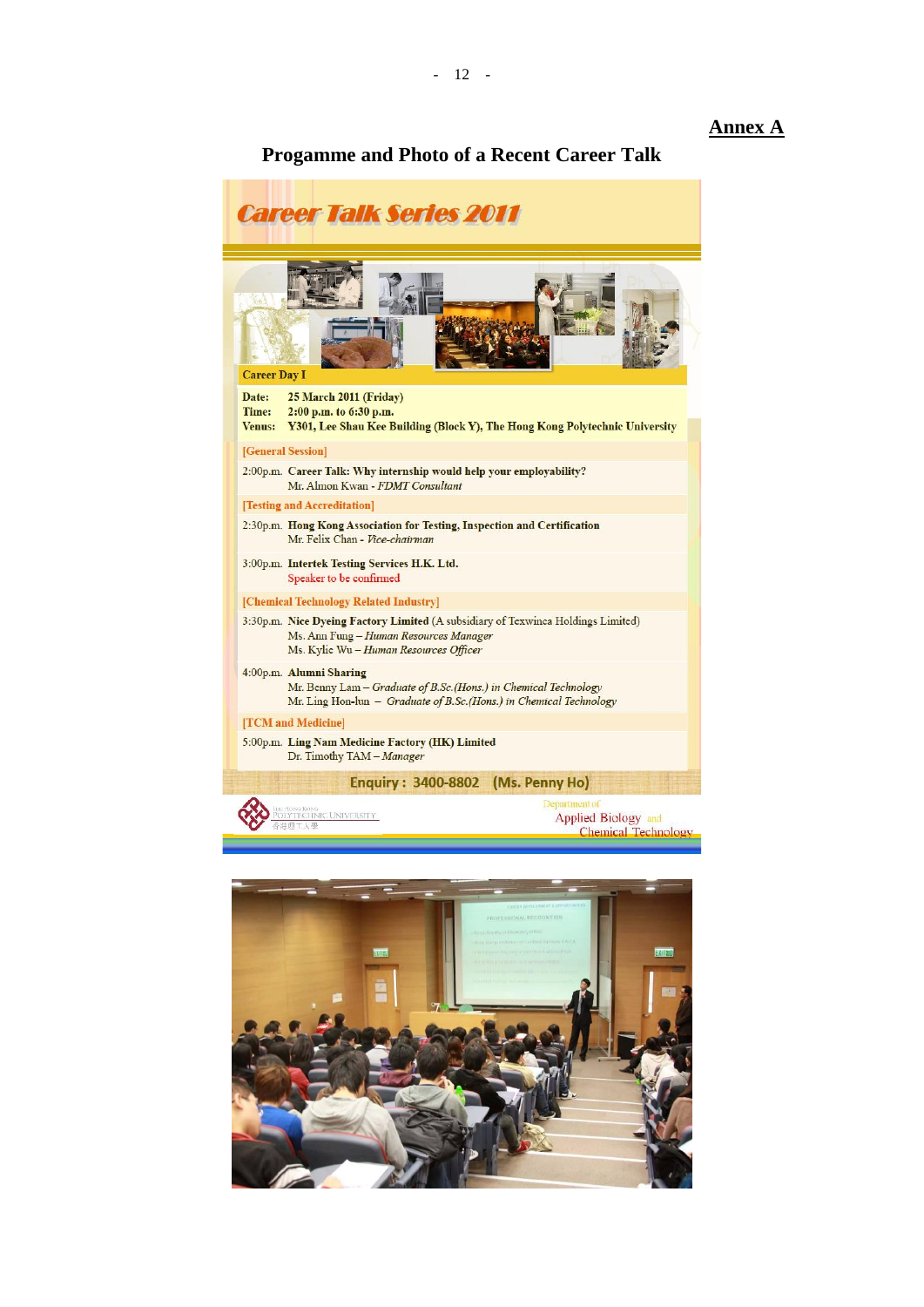**Annex A**

## Progamme and Photo of a Recent Career Talk

# Career Talk Series 2011

**Career Day I**

**Date:** 25 March 2011 (Friday)
**Time:** 2:00 p.m. to 6:30 p.m.
**Venue:** Y301, Lee Shau Kee Building (Block Y), The Hong Kong Polytechnic University

**[General Session]**

2:00p.m. **Career Talk: Why internship would help your employability?**
Mr. Almon Kwan - *FDMT Consultant*

**[Testing and Accreditation]**

2:30p.m. **Hong Kong Association for Testing, Inspection and Certification**
Mr. Felix Chan - *Vice-chairman*

3:00p.m. **Intertek Testing Services H.K. Ltd.**
Speaker to be confirmed

**[Chemical Technology Related Industry]**

3:30p.m. **Nice Dyeing Factory Limited** (A subsidiary of Texwinca Holdings Limited)
Ms. Ann Fung – *Human Resources Manager*
Ms. Kylie Wu – *Human Resources Officer*

4:00p.m. **Alumni Sharing**
Mr. Benny Lam – *Graduate of B.Sc.(Hons.) in Chemical Technology*
Mr. Ling Hon-hun – *Graduate of B.Sc.(Hons.) in Chemical Technology*

**[TCM and Medicine]**

5:00p.m. **Ling Nam Medicine Factory (HK) Limited**
Dr. Timothy TAM – *Manager*

**Enquiry : 3400-8802 (Ms. Penny Ho)**

The Hong Kong Polytechnic University 香港理工大學

Department of Applied Biology and Chemical Technology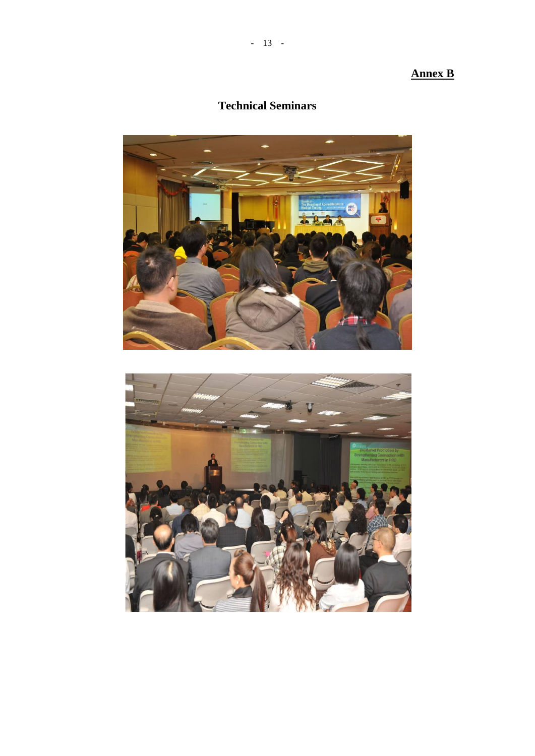**Annex B**

# Technical Seminars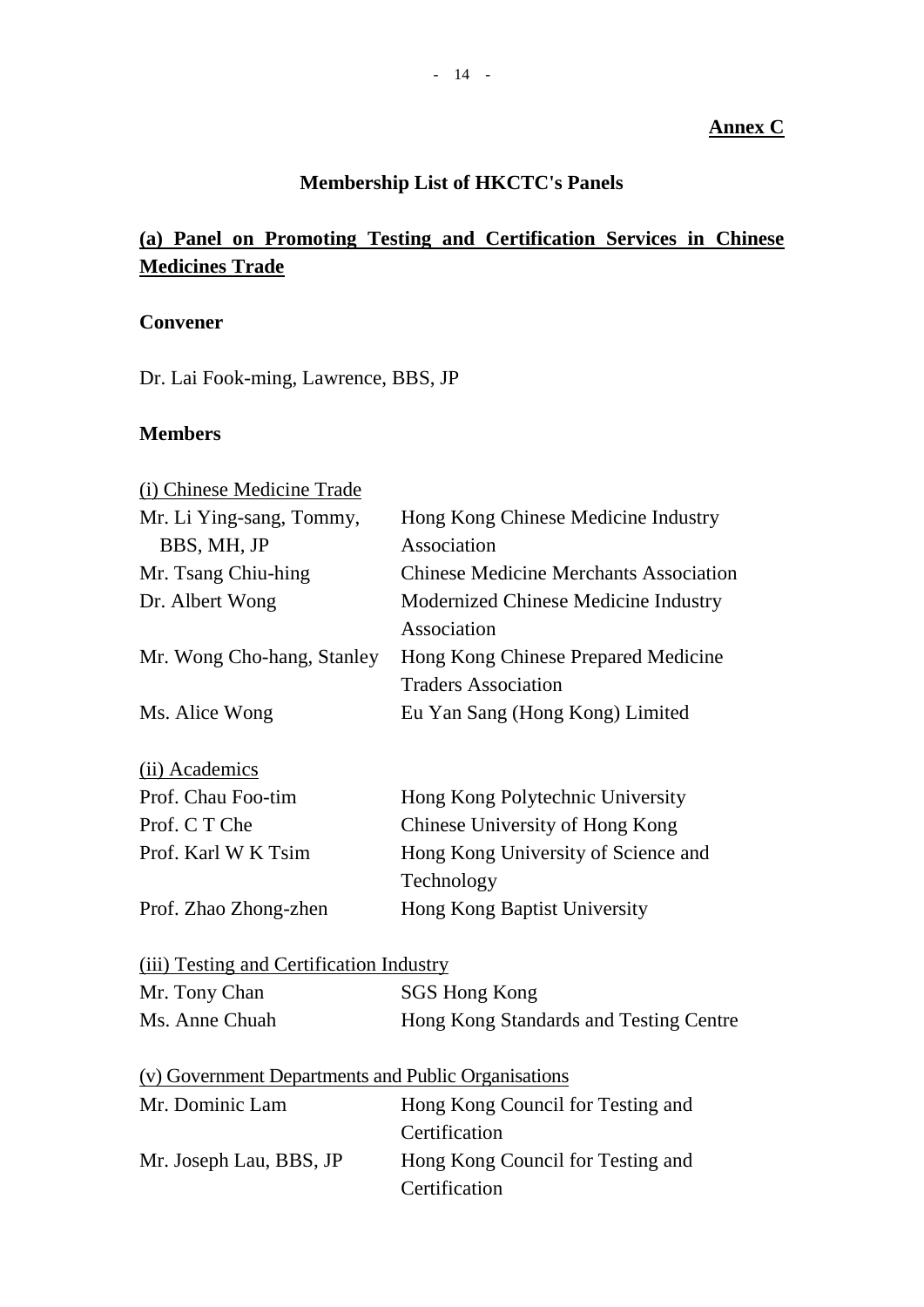**Annex C**

## Membership List of HKCTC's Panels

### (a) Panel on Promoting Testing and Certification Services in Chinese Medicines Trade

**Convener**

Dr. Lai Fook-ming, Lawrence, BBS, JP

**Members**

(i) Chinese Medicine Trade

| | |
|---|---|
| Mr. Li Ying-sang, Tommy, BBS, MH, JP | Hong Kong Chinese Medicine Industry Association |
| Mr. Tsang Chiu-hing | Chinese Medicine Merchants Association |
| Dr. Albert Wong | Modernized Chinese Medicine Industry Association |
| Mr. Wong Cho-hang, Stanley | Hong Kong Chinese Prepared Medicine Traders Association |
| Ms. Alice Wong | Eu Yan Sang (Hong Kong) Limited |

(ii) Academics

| | |
|---|---|
| Prof. Chau Foo-tim | Hong Kong Polytechnic University |
| Prof. C T Che | Chinese University of Hong Kong |
| Prof. Karl W K Tsim | Hong Kong University of Science and Technology |
| Prof. Zhao Zhong-zhen | Hong Kong Baptist University |

(iii) Testing and Certification Industry

| | |
|---|---|
| Mr. Tony Chan | SGS Hong Kong |
| Ms. Anne Chuah | Hong Kong Standards and Testing Centre |

(v) Government Departments and Public Organisations

| | |
|---|---|
| Mr. Dominic Lam | Hong Kong Council for Testing and Certification |
| Mr. Joseph Lau, BBS, JP | Hong Kong Council for Testing and Certification |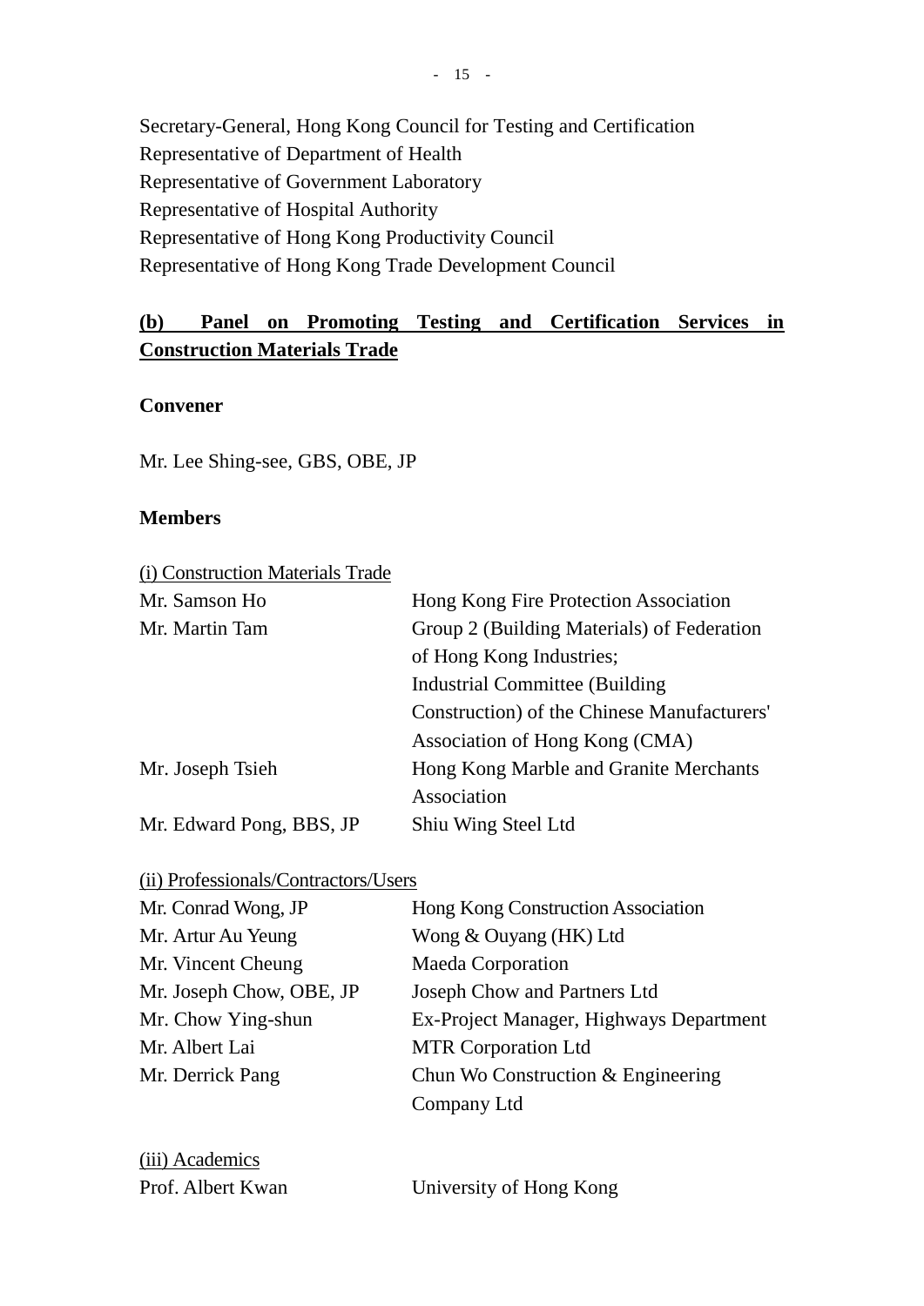Secretary-General, Hong Kong Council for Testing and Certification
Representative of Department of Health
Representative of Government Laboratory
Representative of Hospital Authority
Representative of Hong Kong Productivity Council
Representative of Hong Kong Trade Development Council

## (b) Panel on Promoting Testing and Certification Services in Construction Materials Trade

**Convener**

Mr. Lee Shing-see, GBS, OBE, JP

**Members**

(i) Construction Materials Trade

| | |
|---|---|
| Mr. Samson Ho | Hong Kong Fire Protection Association |
| Mr. Martin Tam | Group 2 (Building Materials) of Federation of Hong Kong Industries; Industrial Committee (Building Construction) of the Chinese Manufacturers' Association of Hong Kong (CMA) |
| Mr. Joseph Tsieh | Hong Kong Marble and Granite Merchants Association |
| Mr. Edward Pong, BBS, JP | Shiu Wing Steel Ltd |

(ii) Professionals/Contractors/Users

| | |
|---|---|
| Mr. Conrad Wong, JP | Hong Kong Construction Association |
| Mr. Artur Au Yeung | Wong & Ouyang (HK) Ltd |
| Mr. Vincent Cheung | Maeda Corporation |
| Mr. Joseph Chow, OBE, JP | Joseph Chow and Partners Ltd |
| Mr. Chow Ying-shun | Ex-Project Manager, Highways Department |
| Mr. Albert Lai | MTR Corporation Ltd |
| Mr. Derrick Pang | Chun Wo Construction & Engineering Company Ltd |

(iii) Academics

| | |
|---|---|
| Prof. Albert Kwan | University of Hong Kong |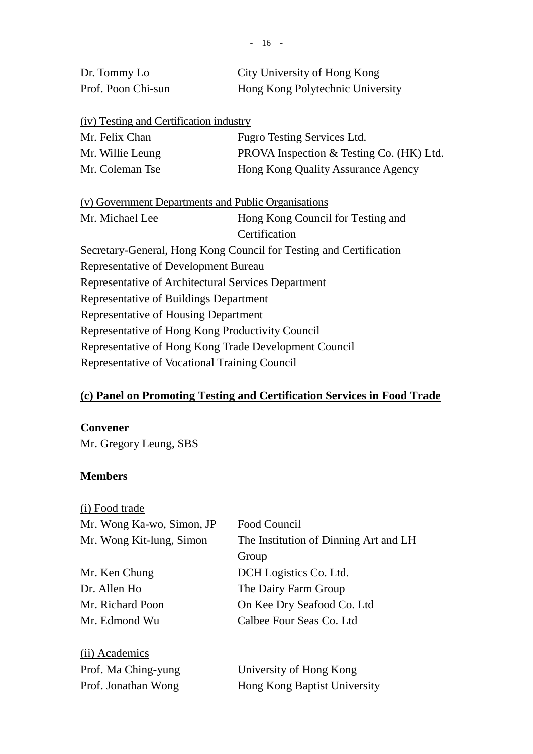| | |
|---|---|
| Dr. Tommy Lo | City University of Hong Kong |
| Prof. Poon Chi-sun | Hong Kong Polytechnic University |

(iv) Testing and Certification industry

| | |
|---|---|
| Mr. Felix Chan | Fugro Testing Services Ltd. |
| Mr. Willie Leung | PROVA Inspection & Testing Co. (HK) Ltd. |
| Mr. Coleman Tse | Hong Kong Quality Assurance Agency |

(v) Government Departments and Public Organisations

| | |
|---|---|
| Mr. Michael Lee | Hong Kong Council for Testing and Certification |

Secretary-General, Hong Kong Council for Testing and Certification
Representative of Development Bureau
Representative of Architectural Services Department
Representative of Buildings Department
Representative of Housing Department
Representative of Hong Kong Productivity Council
Representative of Hong Kong Trade Development Council
Representative of Vocational Training Council

**(c) Panel on Promoting Testing and Certification Services in Food Trade**

**Convener**
Mr. Gregory Leung, SBS

**Members**

(i) Food trade

| | |
|---|---|
| Mr. Wong Ka-wo, Simon, JP | Food Council |
| Mr. Wong Kit-lung, Simon | The Institution of Dinning Art and LH Group |
| Mr. Ken Chung | DCH Logistics Co. Ltd. |
| Dr. Allen Ho | The Dairy Farm Group |
| Mr. Richard Poon | On Kee Dry Seafood Co. Ltd |
| Mr. Edmond Wu | Calbee Four Seas Co. Ltd |

(ii) Academics

| | |
|---|---|
| Prof. Ma Ching-yung | University of Hong Kong |
| Prof. Jonathan Wong | Hong Kong Baptist University |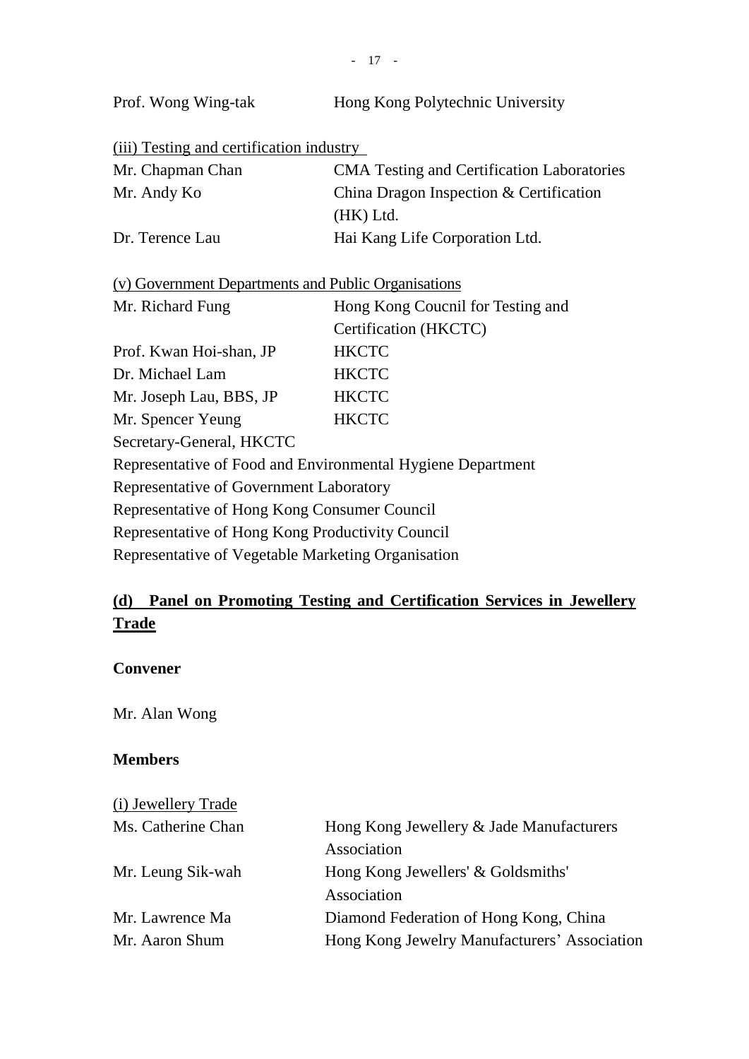| | |
|---|---|
| Prof. Wong Wing-tak | Hong Kong Polytechnic University |

(iii) Testing and certification industry

| | |
|---|---|
| Mr. Chapman Chan | CMA Testing and Certification Laboratories |
| Mr. Andy Ko | China Dragon Inspection & Certification (HK) Ltd. |
| Dr. Terence Lau | Hai Kang Life Corporation Ltd. |

(v) Government Departments and Public Organisations

| | |
|---|---|
| Mr. Richard Fung | Hong Kong Coucnil for Testing and Certification (HKCTC) |
| Prof. Kwan Hoi-shan, JP | HKCTC |
| Dr. Michael Lam | HKCTC |
| Mr. Joseph Lau, BBS, JP | HKCTC |
| Mr. Spencer Yeung | HKCTC |

Secretary-General, HKCTC

Representative of Food and Environmental Hygiene Department

Representative of Government Laboratory

Representative of Hong Kong Consumer Council

Representative of Hong Kong Productivity Council

Representative of Vegetable Marketing Organisation

## (d) Panel on Promoting Testing and Certification Services in Jewellery Trade

**Convener**

Mr. Alan Wong

**Members**

(i) Jewellery Trade

| | |
|---|---|
| Ms. Catherine Chan | Hong Kong Jewellery & Jade Manufacturers Association |
| Mr. Leung Sik-wah | Hong Kong Jewellers' & Goldsmiths' Association |
| Mr. Lawrence Ma | Diamond Federation of Hong Kong, China |
| Mr. Aaron Shum | Hong Kong Jewelry Manufacturers' Association |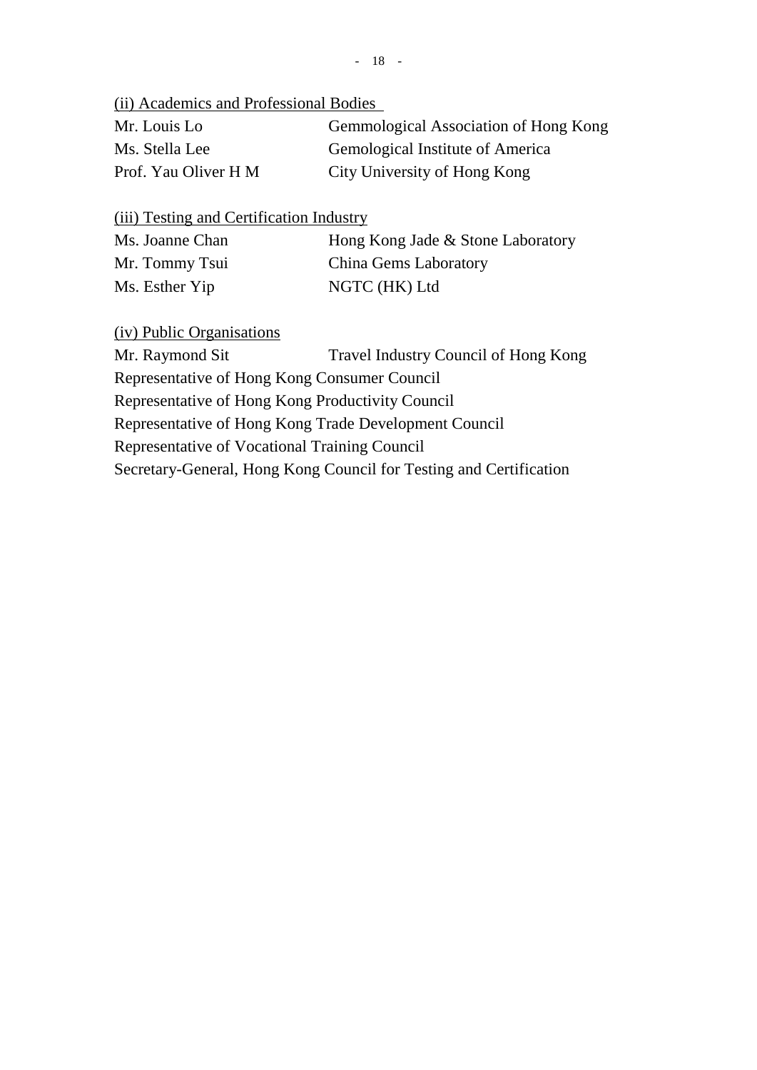<u>(ii) Academics and Professional Bodies</u>

| | |
|---|---|
| Mr. Louis Lo | Gemmological Association of Hong Kong |
| Ms. Stella Lee | Gemological Institute of America |
| Prof. Yau Oliver H M | City University of Hong Kong |

<u>(iii) Testing and Certification Industry</u>

| | |
|---|---|
| Ms. Joanne Chan | Hong Kong Jade & Stone Laboratory |
| Mr. Tommy Tsui | China Gems Laboratory |
| Ms. Esther Yip | NGTC (HK) Ltd |

<u>(iv) Public Organisations</u>

| | |
|---|---|
| Mr. Raymond Sit | Travel Industry Council of Hong Kong |

Representative of Hong Kong Consumer Council

Representative of Hong Kong Productivity Council

Representative of Hong Kong Trade Development Council

Representative of Vocational Training Council

Secretary-General, Hong Kong Council for Testing and Certification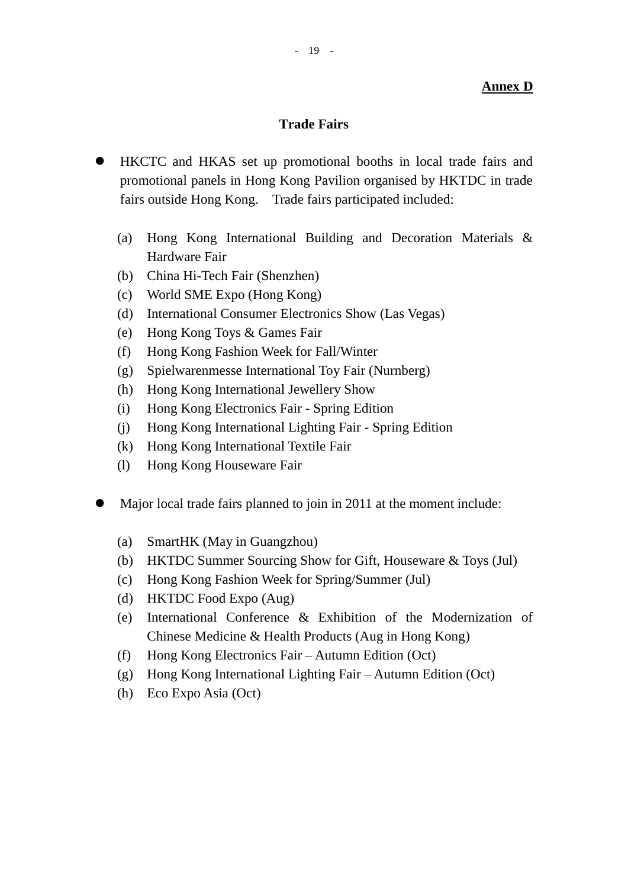**Annex D**

## Trade Fairs

- HKCTC and HKAS set up promotional booths in local trade fairs and promotional panels in Hong Kong Pavilion organised by HKTDC in trade fairs outside Hong Kong. Trade fairs participated included:

    (a) Hong Kong International Building and Decoration Materials & Hardware Fair
    (b) China Hi-Tech Fair (Shenzhen)
    (c) World SME Expo (Hong Kong)
    (d) International Consumer Electronics Show (Las Vegas)
    (e) Hong Kong Toys & Games Fair
    (f) Hong Kong Fashion Week for Fall/Winter
    (g) Spielwarenmesse International Toy Fair (Nurnberg)
    (h) Hong Kong International Jewellery Show
    (i) Hong Kong Electronics Fair - Spring Edition
    (j) Hong Kong International Lighting Fair - Spring Edition
    (k) Hong Kong International Textile Fair
    (l) Hong Kong Houseware Fair

- Major local trade fairs planned to join in 2011 at the moment include:

    (a) SmartHK (May in Guangzhou)
    (b) HKTDC Summer Sourcing Show for Gift, Houseware & Toys (Jul)
    (c) Hong Kong Fashion Week for Spring/Summer (Jul)
    (d) HKTDC Food Expo (Aug)
    (e) International Conference & Exhibition of the Modernization of Chinese Medicine & Health Products (Aug in Hong Kong)
    (f) Hong Kong Electronics Fair – Autumn Edition (Oct)
    (g) Hong Kong International Lighting Fair – Autumn Edition (Oct)
    (h) Eco Expo Asia (Oct)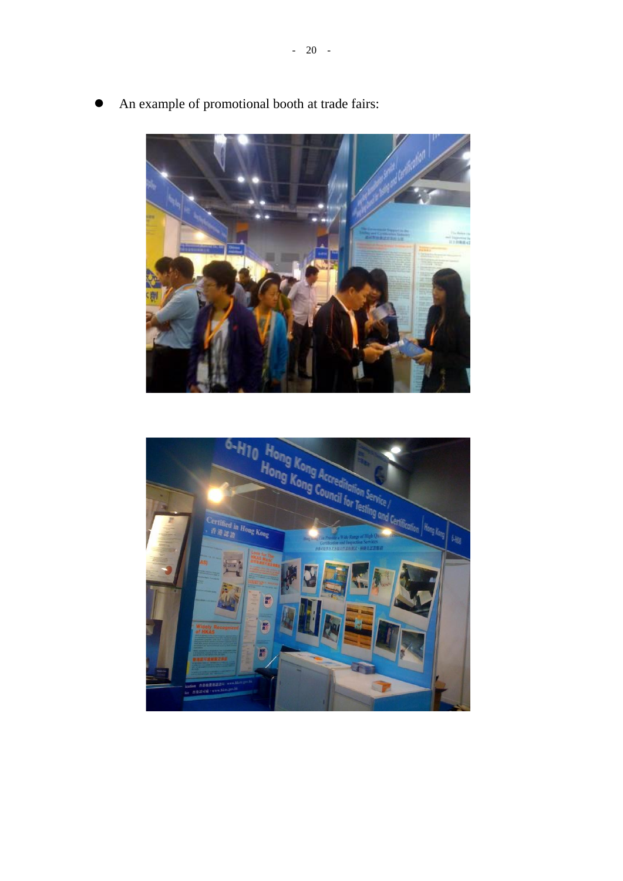- An example of promotional booth at trade fairs: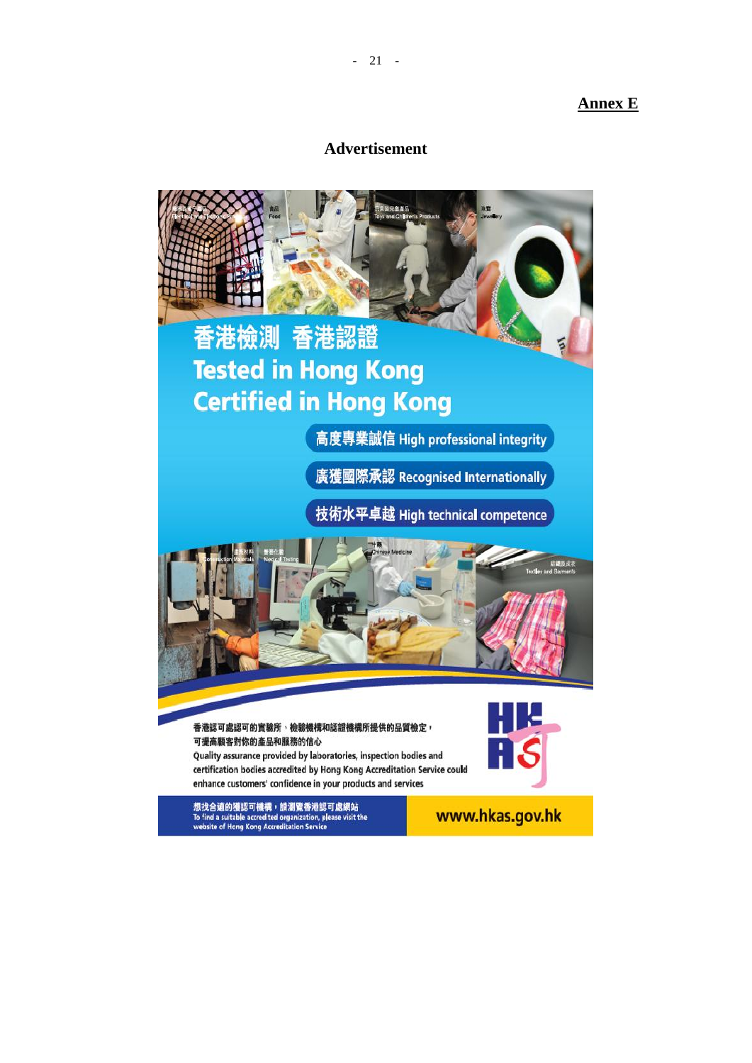**Annex E**

## Advertisement

香港檢測 香港認證

Tested in Hong Kong

Certified in Hong Kong

高度專業誠信 High professional integrity

廣獲國際承認 Recognised Internationally

技術水平卓越 High technical competence

香港認可處認可的實驗所，檢驗機構和認證機構所提供的品質檢定，可提高顧客對你的產品和服務的信心

Quality assurance provided by laboratories, inspection bodies and certification bodies accredited by Hong Kong Accreditation Service could enhance customers' confidence in your products and services

想找合適的獲認可機構，請瀏覽香港認可處網站

To find a suitable accredited organization, please visit the website of Hong Kong Accreditation Service

www.hkas.gov.hk